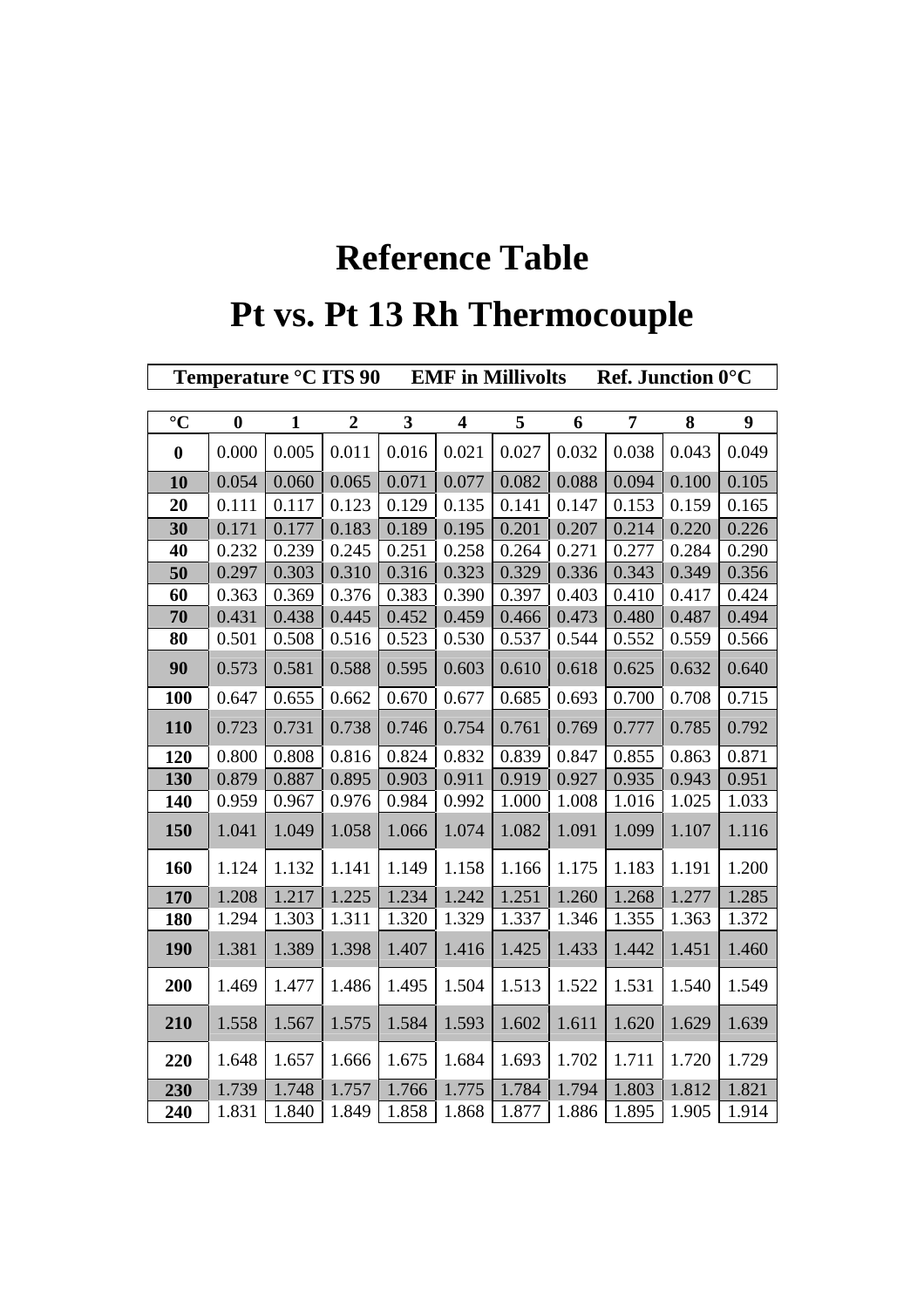# Reference Table

# Pt vs. Pt 13 Rh Thermocouple

**Temperature °C ITS 90 EMF in Millivolts Ref. Junction 0°C**

| °C | 0 | 1 | 2 | 3 | 4 | 5 | 6 | 7 | 8 | 9 |
|---|---|---|---|---|---|---|---|---|---|---|
| **0** | 0.000 | 0.005 | 0.011 | 0.016 | 0.021 | 0.027 | 0.032 | 0.038 | 0.043 | 0.049 |
| **10** | 0.054 | 0.060 | 0.065 | 0.071 | 0.077 | 0.082 | 0.088 | 0.094 | 0.100 | 0.105 |
| **20** | 0.111 | 0.117 | 0.123 | 0.129 | 0.135 | 0.141 | 0.147 | 0.153 | 0.159 | 0.165 |
| **30** | 0.171 | 0.177 | 0.183 | 0.189 | 0.195 | 0.201 | 0.207 | 0.214 | 0.220 | 0.226 |
| **40** | 0.232 | 0.239 | 0.245 | 0.251 | 0.258 | 0.264 | 0.271 | 0.277 | 0.284 | 0.290 |
| **50** | 0.297 | 0.303 | 0.310 | 0.316 | 0.323 | 0.329 | 0.336 | 0.343 | 0.349 | 0.356 |
| **60** | 0.363 | 0.369 | 0.376 | 0.383 | 0.390 | 0.397 | 0.403 | 0.410 | 0.417 | 0.424 |
| **70** | 0.431 | 0.438 | 0.445 | 0.452 | 0.459 | 0.466 | 0.473 | 0.480 | 0.487 | 0.494 |
| **80** | 0.501 | 0.508 | 0.516 | 0.523 | 0.530 | 0.537 | 0.544 | 0.552 | 0.559 | 0.566 |
| **90** | 0.573 | 0.581 | 0.588 | 0.595 | 0.603 | 0.610 | 0.618 | 0.625 | 0.632 | 0.640 |
| **100** | 0.647 | 0.655 | 0.662 | 0.670 | 0.677 | 0.685 | 0.693 | 0.700 | 0.708 | 0.715 |
| **110** | 0.723 | 0.731 | 0.738 | 0.746 | 0.754 | 0.761 | 0.769 | 0.777 | 0.785 | 0.792 |
| **120** | 0.800 | 0.808 | 0.816 | 0.824 | 0.832 | 0.839 | 0.847 | 0.855 | 0.863 | 0.871 |
| **130** | 0.879 | 0.887 | 0.895 | 0.903 | 0.911 | 0.919 | 0.927 | 0.935 | 0.943 | 0.951 |
| **140** | 0.959 | 0.967 | 0.976 | 0.984 | 0.992 | 1.000 | 1.008 | 1.016 | 1.025 | 1.033 |
| **150** | 1.041 | 1.049 | 1.058 | 1.066 | 1.074 | 1.082 | 1.091 | 1.099 | 1.107 | 1.116 |
| **160** | 1.124 | 1.132 | 1.141 | 1.149 | 1.158 | 1.166 | 1.175 | 1.183 | 1.191 | 1.200 |
| **170** | 1.208 | 1.217 | 1.225 | 1.234 | 1.242 | 1.251 | 1.260 | 1.268 | 1.277 | 1.285 |
| **180** | 1.294 | 1.303 | 1.311 | 1.320 | 1.329 | 1.337 | 1.346 | 1.355 | 1.363 | 1.372 |
| **190** | 1.381 | 1.389 | 1.398 | 1.407 | 1.416 | 1.425 | 1.433 | 1.442 | 1.451 | 1.460 |
| **200** | 1.469 | 1.477 | 1.486 | 1.495 | 1.504 | 1.513 | 1.522 | 1.531 | 1.540 | 1.549 |
| **210** | 1.558 | 1.567 | 1.575 | 1.584 | 1.593 | 1.602 | 1.611 | 1.620 | 1.629 | 1.639 |
| **220** | 1.648 | 1.657 | 1.666 | 1.675 | 1.684 | 1.693 | 1.702 | 1.711 | 1.720 | 1.729 |
| **230** | 1.739 | 1.748 | 1.757 | 1.766 | 1.775 | 1.784 | 1.794 | 1.803 | 1.812 | 1.821 |
| **240** | 1.831 | 1.840 | 1.849 | 1.858 | 1.868 | 1.877 | 1.886 | 1.895 | 1.905 | 1.914 |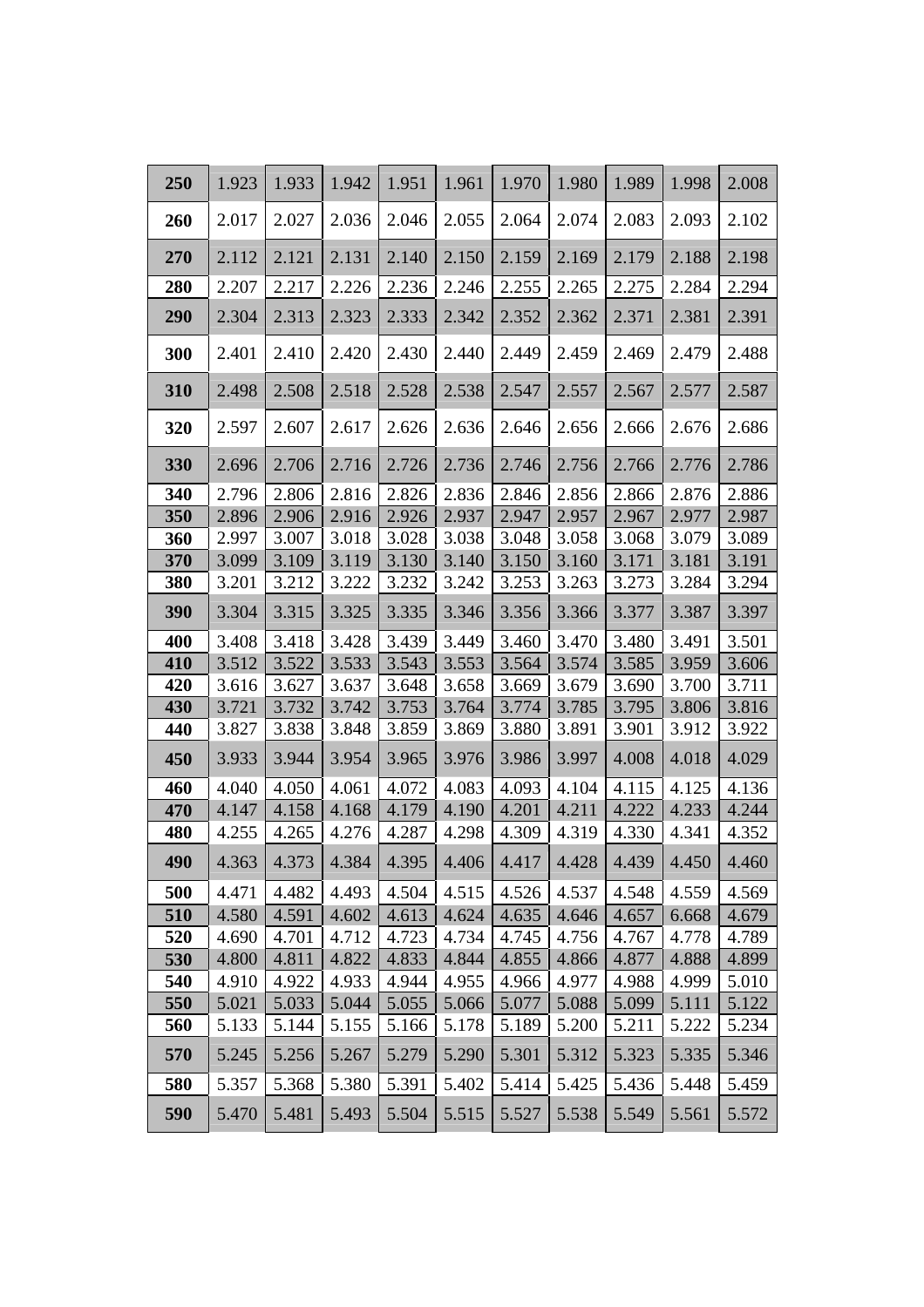| 250 | 1.923 | 1.933 | 1.942 | 1.951 | 1.961 | 1.970 | 1.980 | 1.989 | 1.998 | 2.008 |
|---|---|---|---|---|---|---|---|---|---|---|
| 260 | 2.017 | 2.027 | 2.036 | 2.046 | 2.055 | 2.064 | 2.074 | 2.083 | 2.093 | 2.102 |
| 270 | 2.112 | 2.121 | 2.131 | 2.140 | 2.150 | 2.159 | 2.169 | 2.179 | 2.188 | 2.198 |
| 280 | 2.207 | 2.217 | 2.226 | 2.236 | 2.246 | 2.255 | 2.265 | 2.275 | 2.284 | 2.294 |
| 290 | 2.304 | 2.313 | 2.323 | 2.333 | 2.342 | 2.352 | 2.362 | 2.371 | 2.381 | 2.391 |
| 300 | 2.401 | 2.410 | 2.420 | 2.430 | 2.440 | 2.449 | 2.459 | 2.469 | 2.479 | 2.488 |
| 310 | 2.498 | 2.508 | 2.518 | 2.528 | 2.538 | 2.547 | 2.557 | 2.567 | 2.577 | 2.587 |
| 320 | 2.597 | 2.607 | 2.617 | 2.626 | 2.636 | 2.646 | 2.656 | 2.666 | 2.676 | 2.686 |
| 330 | 2.696 | 2.706 | 2.716 | 2.726 | 2.736 | 2.746 | 2.756 | 2.766 | 2.776 | 2.786 |
| 340 | 2.796 | 2.806 | 2.816 | 2.826 | 2.836 | 2.846 | 2.856 | 2.866 | 2.876 | 2.886 |
| 350 | 2.896 | 2.906 | 2.916 | 2.926 | 2.937 | 2.947 | 2.957 | 2.967 | 2.977 | 2.987 |
| 360 | 2.997 | 3.007 | 3.018 | 3.028 | 3.038 | 3.048 | 3.058 | 3.068 | 3.079 | 3.089 |
| 370 | 3.099 | 3.109 | 3.119 | 3.130 | 3.140 | 3.150 | 3.160 | 3.171 | 3.181 | 3.191 |
| 380 | 3.201 | 3.212 | 3.222 | 3.232 | 3.242 | 3.253 | 3.263 | 3.273 | 3.284 | 3.294 |
| 390 | 3.304 | 3.315 | 3.325 | 3.335 | 3.346 | 3.356 | 3.366 | 3.377 | 3.387 | 3.397 |
| 400 | 3.408 | 3.418 | 3.428 | 3.439 | 3.449 | 3.460 | 3.470 | 3.480 | 3.491 | 3.501 |
| 410 | 3.512 | 3.522 | 3.533 | 3.543 | 3.553 | 3.564 | 3.574 | 3.585 | 3.959 | 3.606 |
| 420 | 3.616 | 3.627 | 3.637 | 3.648 | 3.658 | 3.669 | 3.679 | 3.690 | 3.700 | 3.711 |
| 430 | 3.721 | 3.732 | 3.742 | 3.753 | 3.764 | 3.774 | 3.785 | 3.795 | 3.806 | 3.816 |
| 440 | 3.827 | 3.838 | 3.848 | 3.859 | 3.869 | 3.880 | 3.891 | 3.901 | 3.912 | 3.922 |
| 450 | 3.933 | 3.944 | 3.954 | 3.965 | 3.976 | 3.986 | 3.997 | 4.008 | 4.018 | 4.029 |
| 460 | 4.040 | 4.050 | 4.061 | 4.072 | 4.083 | 4.093 | 4.104 | 4.115 | 4.125 | 4.136 |
| 470 | 4.147 | 4.158 | 4.168 | 4.179 | 4.190 | 4.201 | 4.211 | 4.222 | 4.233 | 4.244 |
| 480 | 4.255 | 4.265 | 4.276 | 4.287 | 4.298 | 4.309 | 4.319 | 4.330 | 4.341 | 4.352 |
| 490 | 4.363 | 4.373 | 4.384 | 4.395 | 4.406 | 4.417 | 4.428 | 4.439 | 4.450 | 4.460 |
| 500 | 4.471 | 4.482 | 4.493 | 4.504 | 4.515 | 4.526 | 4.537 | 4.548 | 4.559 | 4.569 |
| 510 | 4.580 | 4.591 | 4.602 | 4.613 | 4.624 | 4.635 | 4.646 | 4.657 | 6.668 | 4.679 |
| 520 | 4.690 | 4.701 | 4.712 | 4.723 | 4.734 | 4.745 | 4.756 | 4.767 | 4.778 | 4.789 |
| 530 | 4.800 | 4.811 | 4.822 | 4.833 | 4.844 | 4.855 | 4.866 | 4.877 | 4.888 | 4.899 |
| 540 | 4.910 | 4.922 | 4.933 | 4.944 | 4.955 | 4.966 | 4.977 | 4.988 | 4.999 | 5.010 |
| 550 | 5.021 | 5.033 | 5.044 | 5.055 | 5.066 | 5.077 | 5.088 | 5.099 | 5.111 | 5.122 |
| 560 | 5.133 | 5.144 | 5.155 | 5.166 | 5.178 | 5.189 | 5.200 | 5.211 | 5.222 | 5.234 |
| 570 | 5.245 | 5.256 | 5.267 | 5.279 | 5.290 | 5.301 | 5.312 | 5.323 | 5.335 | 5.346 |
| 580 | 5.357 | 5.368 | 5.380 | 5.391 | 5.402 | 5.414 | 5.425 | 5.436 | 5.448 | 5.459 |
| 590 | 5.470 | 5.481 | 5.493 | 5.504 | 5.515 | 5.527 | 5.538 | 5.549 | 5.561 | 5.572 |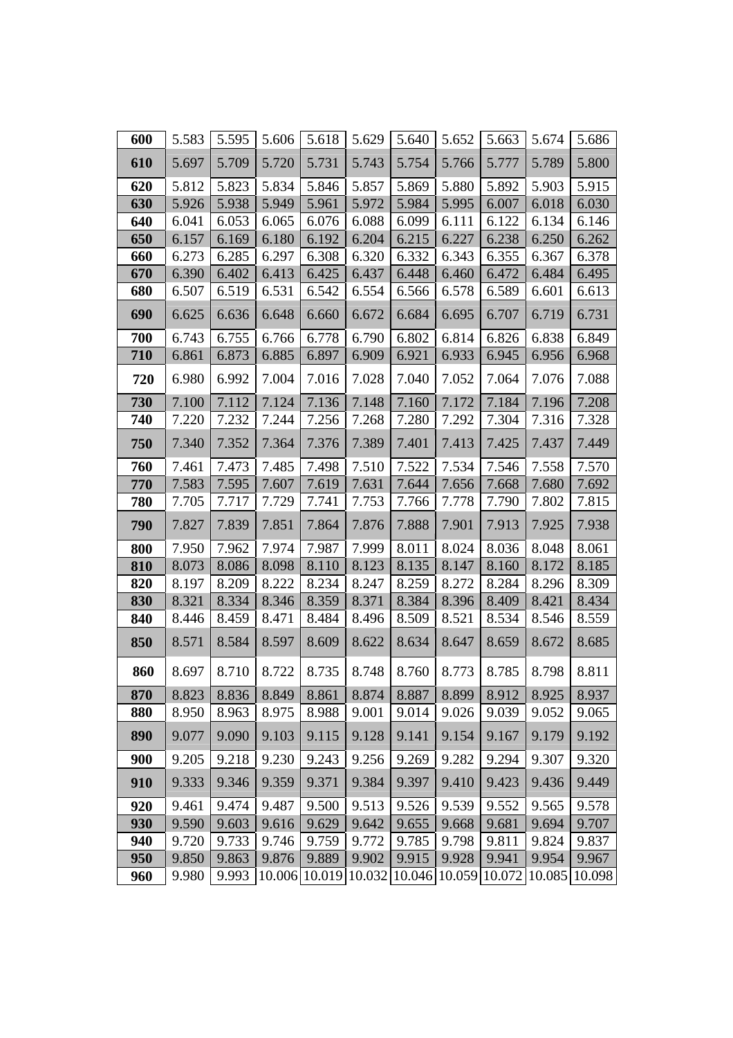| 600 | 5.583 | 5.595 | 5.606 | 5.618 | 5.629 | 5.640 | 5.652 | 5.663 | 5.674 | 5.686 |
|---|---|---|---|---|---|---|---|---|---|---|
| 610 | 5.697 | 5.709 | 5.720 | 5.731 | 5.743 | 5.754 | 5.766 | 5.777 | 5.789 | 5.800 |
| 620 | 5.812 | 5.823 | 5.834 | 5.846 | 5.857 | 5.869 | 5.880 | 5.892 | 5.903 | 5.915 |
| 630 | 5.926 | 5.938 | 5.949 | 5.961 | 5.972 | 5.984 | 5.995 | 6.007 | 6.018 | 6.030 |
| 640 | 6.041 | 6.053 | 6.065 | 6.076 | 6.088 | 6.099 | 6.111 | 6.122 | 6.134 | 6.146 |
| 650 | 6.157 | 6.169 | 6.180 | 6.192 | 6.204 | 6.215 | 6.227 | 6.238 | 6.250 | 6.262 |
| 660 | 6.273 | 6.285 | 6.297 | 6.308 | 6.320 | 6.332 | 6.343 | 6.355 | 6.367 | 6.378 |
| 670 | 6.390 | 6.402 | 6.413 | 6.425 | 6.437 | 6.448 | 6.460 | 6.472 | 6.484 | 6.495 |
| 680 | 6.507 | 6.519 | 6.531 | 6.542 | 6.554 | 6.566 | 6.578 | 6.589 | 6.601 | 6.613 |
| 690 | 6.625 | 6.636 | 6.648 | 6.660 | 6.672 | 6.684 | 6.695 | 6.707 | 6.719 | 6.731 |
| 700 | 6.743 | 6.755 | 6.766 | 6.778 | 6.790 | 6.802 | 6.814 | 6.826 | 6.838 | 6.849 |
| 710 | 6.861 | 6.873 | 6.885 | 6.897 | 6.909 | 6.921 | 6.933 | 6.945 | 6.956 | 6.968 |
| 720 | 6.980 | 6.992 | 7.004 | 7.016 | 7.028 | 7.040 | 7.052 | 7.064 | 7.076 | 7.088 |
| 730 | 7.100 | 7.112 | 7.124 | 7.136 | 7.148 | 7.160 | 7.172 | 7.184 | 7.196 | 7.208 |
| 740 | 7.220 | 7.232 | 7.244 | 7.256 | 7.268 | 7.280 | 7.292 | 7.304 | 7.316 | 7.328 |
| 750 | 7.340 | 7.352 | 7.364 | 7.376 | 7.389 | 7.401 | 7.413 | 7.425 | 7.437 | 7.449 |
| 760 | 7.461 | 7.473 | 7.485 | 7.498 | 7.510 | 7.522 | 7.534 | 7.546 | 7.558 | 7.570 |
| 770 | 7.583 | 7.595 | 7.607 | 7.619 | 7.631 | 7.644 | 7.656 | 7.668 | 7.680 | 7.692 |
| 780 | 7.705 | 7.717 | 7.729 | 7.741 | 7.753 | 7.766 | 7.778 | 7.790 | 7.802 | 7.815 |
| 790 | 7.827 | 7.839 | 7.851 | 7.864 | 7.876 | 7.888 | 7.901 | 7.913 | 7.925 | 7.938 |
| 800 | 7.950 | 7.962 | 7.974 | 7.987 | 7.999 | 8.011 | 8.024 | 8.036 | 8.048 | 8.061 |
| 810 | 8.073 | 8.086 | 8.098 | 8.110 | 8.123 | 8.135 | 8.147 | 8.160 | 8.172 | 8.185 |
| 820 | 8.197 | 8.209 | 8.222 | 8.234 | 8.247 | 8.259 | 8.272 | 8.284 | 8.296 | 8.309 |
| 830 | 8.321 | 8.334 | 8.346 | 8.359 | 8.371 | 8.384 | 8.396 | 8.409 | 8.421 | 8.434 |
| 840 | 8.446 | 8.459 | 8.471 | 8.484 | 8.496 | 8.509 | 8.521 | 8.534 | 8.546 | 8.559 |
| 850 | 8.571 | 8.584 | 8.597 | 8.609 | 8.622 | 8.634 | 8.647 | 8.659 | 8.672 | 8.685 |
| 860 | 8.697 | 8.710 | 8.722 | 8.735 | 8.748 | 8.760 | 8.773 | 8.785 | 8.798 | 8.811 |
| 870 | 8.823 | 8.836 | 8.849 | 8.861 | 8.874 | 8.887 | 8.899 | 8.912 | 8.925 | 8.937 |
| 880 | 8.950 | 8.963 | 8.975 | 8.988 | 9.001 | 9.014 | 9.026 | 9.039 | 9.052 | 9.065 |
| 890 | 9.077 | 9.090 | 9.103 | 9.115 | 9.128 | 9.141 | 9.154 | 9.167 | 9.179 | 9.192 |
| 900 | 9.205 | 9.218 | 9.230 | 9.243 | 9.256 | 9.269 | 9.282 | 9.294 | 9.307 | 9.320 |
| 910 | 9.333 | 9.346 | 9.359 | 9.371 | 9.384 | 9.397 | 9.410 | 9.423 | 9.436 | 9.449 |
| 920 | 9.461 | 9.474 | 9.487 | 9.500 | 9.513 | 9.526 | 9.539 | 9.552 | 9.565 | 9.578 |
| 930 | 9.590 | 9.603 | 9.616 | 9.629 | 9.642 | 9.655 | 9.668 | 9.681 | 9.694 | 9.707 |
| 940 | 9.720 | 9.733 | 9.746 | 9.759 | 9.772 | 9.785 | 9.798 | 9.811 | 9.824 | 9.837 |
| 950 | 9.850 | 9.863 | 9.876 | 9.889 | 9.902 | 9.915 | 9.928 | 9.941 | 9.954 | 9.967 |
| 960 | 9.980 | 9.993 | 10.006 | 10.019 | 10.032 | 10.046 | 10.059 | 10.072 | 10.085 | 10.098 |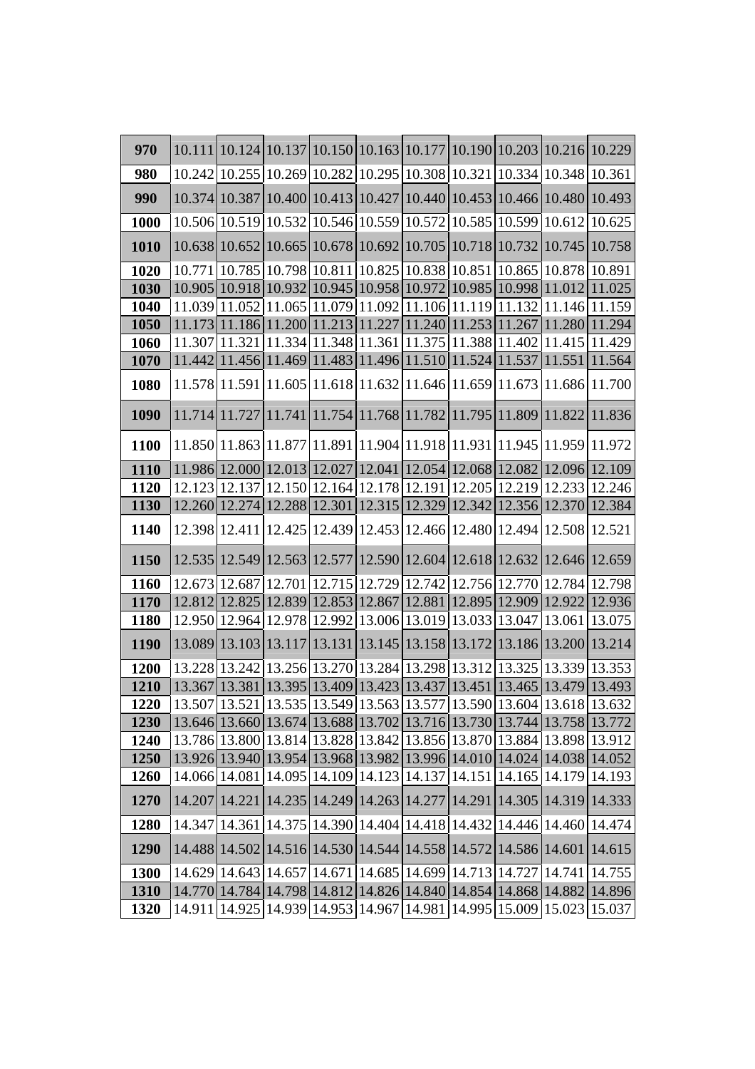| 970 | 10.111 | 10.124 | 10.137 | 10.150 | 10.163 | 10.177 | 10.190 | 10.203 | 10.216 | 10.229 |
|---|---|---|---|---|---|---|---|---|---|---|
| 980 | 10.242 | 10.255 | 10.269 | 10.282 | 10.295 | 10.308 | 10.321 | 10.334 | 10.348 | 10.361 |
| 990 | 10.374 | 10.387 | 10.400 | 10.413 | 10.427 | 10.440 | 10.453 | 10.466 | 10.480 | 10.493 |
| 1000 | 10.506 | 10.519 | 10.532 | 10.546 | 10.559 | 10.572 | 10.585 | 10.599 | 10.612 | 10.625 |
| 1010 | 10.638 | 10.652 | 10.665 | 10.678 | 10.692 | 10.705 | 10.718 | 10.732 | 10.745 | 10.758 |
| 1020 | 10.771 | 10.785 | 10.798 | 10.811 | 10.825 | 10.838 | 10.851 | 10.865 | 10.878 | 10.891 |
| 1030 | 10.905 | 10.918 | 10.932 | 10.945 | 10.958 | 10.972 | 10.985 | 10.998 | 11.012 | 11.025 |
| 1040 | 11.039 | 11.052 | 11.065 | 11.079 | 11.092 | 11.106 | 11.119 | 11.132 | 11.146 | 11.159 |
| 1050 | 11.173 | 11.186 | 11.200 | 11.213 | 11.227 | 11.240 | 11.253 | 11.267 | 11.280 | 11.294 |
| 1060 | 11.307 | 11.321 | 11.334 | 11.348 | 11.361 | 11.375 | 11.388 | 11.402 | 11.415 | 11.429 |
| 1070 | 11.442 | 11.456 | 11.469 | 11.483 | 11.496 | 11.510 | 11.524 | 11.537 | 11.551 | 11.564 |
| 1080 | 11.578 | 11.591 | 11.605 | 11.618 | 11.632 | 11.646 | 11.659 | 11.673 | 11.686 | 11.700 |
| 1090 | 11.714 | 11.727 | 11.741 | 11.754 | 11.768 | 11.782 | 11.795 | 11.809 | 11.822 | 11.836 |
| 1100 | 11.850 | 11.863 | 11.877 | 11.891 | 11.904 | 11.918 | 11.931 | 11.945 | 11.959 | 11.972 |
| 1110 | 11.986 | 12.000 | 12.013 | 12.027 | 12.041 | 12.054 | 12.068 | 12.082 | 12.096 | 12.109 |
| 1120 | 12.123 | 12.137 | 12.150 | 12.164 | 12.178 | 12.191 | 12.205 | 12.219 | 12.233 | 12.246 |
| 1130 | 12.260 | 12.274 | 12.288 | 12.301 | 12.315 | 12.329 | 12.342 | 12.356 | 12.370 | 12.384 |
| 1140 | 12.398 | 12.411 | 12.425 | 12.439 | 12.453 | 12.466 | 12.480 | 12.494 | 12.508 | 12.521 |
| 1150 | 12.535 | 12.549 | 12.563 | 12.577 | 12.590 | 12.604 | 12.618 | 12.632 | 12.646 | 12.659 |
| 1160 | 12.673 | 12.687 | 12.701 | 12.715 | 12.729 | 12.742 | 12.756 | 12.770 | 12.784 | 12.798 |
| 1170 | 12.812 | 12.825 | 12.839 | 12.853 | 12.867 | 12.881 | 12.895 | 12.909 | 12.922 | 12.936 |
| 1180 | 12.950 | 12.964 | 12.978 | 12.992 | 13.006 | 13.019 | 13.033 | 13.047 | 13.061 | 13.075 |
| 1190 | 13.089 | 13.103 | 13.117 | 13.131 | 13.145 | 13.158 | 13.172 | 13.186 | 13.200 | 13.214 |
| 1200 | 13.228 | 13.242 | 13.256 | 13.270 | 13.284 | 13.298 | 13.312 | 13.325 | 13.339 | 13.353 |
| 1210 | 13.367 | 13.381 | 13.395 | 13.409 | 13.423 | 13.437 | 13.451 | 13.465 | 13.479 | 13.493 |
| 1220 | 13.507 | 13.521 | 13.535 | 13.549 | 13.563 | 13.577 | 13.590 | 13.604 | 13.618 | 13.632 |
| 1230 | 13.646 | 13.660 | 13.674 | 13.688 | 13.702 | 13.716 | 13.730 | 13.744 | 13.758 | 13.772 |
| 1240 | 13.786 | 13.800 | 13.814 | 13.828 | 13.842 | 13.856 | 13.870 | 13.884 | 13.898 | 13.912 |
| 1250 | 13.926 | 13.940 | 13.954 | 13.968 | 13.982 | 13.996 | 14.010 | 14.024 | 14.038 | 14.052 |
| 1260 | 14.066 | 14.081 | 14.095 | 14.109 | 14.123 | 14.137 | 14.151 | 14.165 | 14.179 | 14.193 |
| 1270 | 14.207 | 14.221 | 14.235 | 14.249 | 14.263 | 14.277 | 14.291 | 14.305 | 14.319 | 14.333 |
| 1280 | 14.347 | 14.361 | 14.375 | 14.390 | 14.404 | 14.418 | 14.432 | 14.446 | 14.460 | 14.474 |
| 1290 | 14.488 | 14.502 | 14.516 | 14.530 | 14.544 | 14.558 | 14.572 | 14.586 | 14.601 | 14.615 |
| 1300 | 14.629 | 14.643 | 14.657 | 14.671 | 14.685 | 14.699 | 14.713 | 14.727 | 14.741 | 14.755 |
| 1310 | 14.770 | 14.784 | 14.798 | 14.812 | 14.826 | 14.840 | 14.854 | 14.868 | 14.882 | 14.896 |
| 1320 | 14.911 | 14.925 | 14.939 | 14.953 | 14.967 | 14.981 | 14.995 | 15.009 | 15.023 | 15.037 |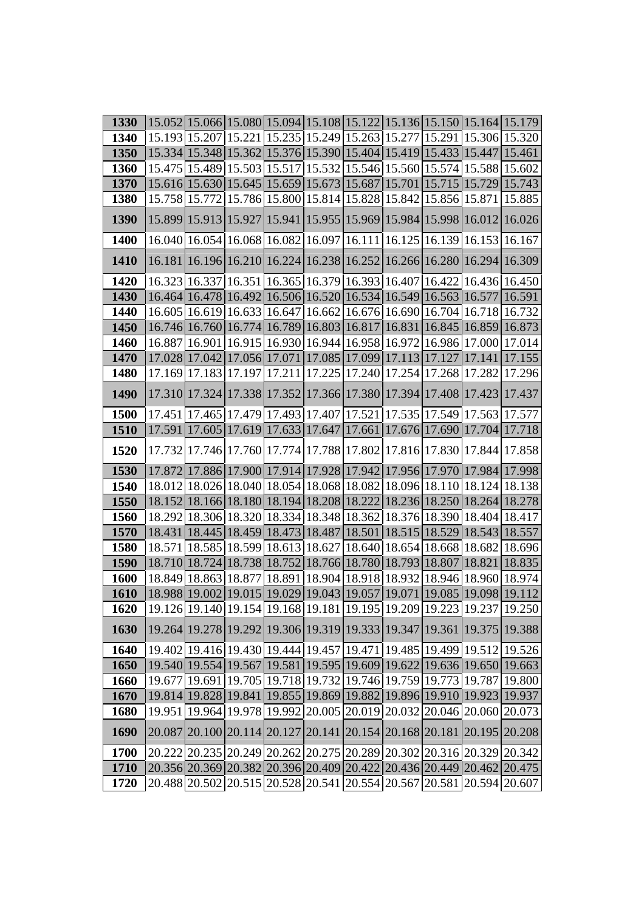| 1330 | 15.052 | 15.066 | 15.080 | 15.094 | 15.108 | 15.122 | 15.136 | 15.150 | 15.164 | 15.179 |
|---|---|---|---|---|---|---|---|---|---|---|
| 1340 | 15.193 | 15.207 | 15.221 | 15.235 | 15.249 | 15.263 | 15.277 | 15.291 | 15.306 | 15.320 |
| 1350 | 15.334 | 15.348 | 15.362 | 15.376 | 15.390 | 15.404 | 15.419 | 15.433 | 15.447 | 15.461 |
| 1360 | 15.475 | 15.489 | 15.503 | 15.517 | 15.532 | 15.546 | 15.560 | 15.574 | 15.588 | 15.602 |
| 1370 | 15.616 | 15.630 | 15.645 | 15.659 | 15.673 | 15.687 | 15.701 | 15.715 | 15.729 | 15.743 |
| 1380 | 15.758 | 15.772 | 15.786 | 15.800 | 15.814 | 15.828 | 15.842 | 15.856 | 15.871 | 15.885 |
| 1390 | 15.899 | 15.913 | 15.927 | 15.941 | 15.955 | 15.969 | 15.984 | 15.998 | 16.012 | 16.026 |
| 1400 | 16.040 | 16.054 | 16.068 | 16.082 | 16.097 | 16.111 | 16.125 | 16.139 | 16.153 | 16.167 |
| 1410 | 16.181 | 16.196 | 16.210 | 16.224 | 16.238 | 16.252 | 16.266 | 16.280 | 16.294 | 16.309 |
| 1420 | 16.323 | 16.337 | 16.351 | 16.365 | 16.379 | 16.393 | 16.407 | 16.422 | 16.436 | 16.450 |
| 1430 | 16.464 | 16.478 | 16.492 | 16.506 | 16.520 | 16.534 | 16.549 | 16.563 | 16.577 | 16.591 |
| 1440 | 16.605 | 16.619 | 16.633 | 16.647 | 16.662 | 16.676 | 16.690 | 16.704 | 16.718 | 16.732 |
| 1450 | 16.746 | 16.760 | 16.774 | 16.789 | 16.803 | 16.817 | 16.831 | 16.845 | 16.859 | 16.873 |
| 1460 | 16.887 | 16.901 | 16.915 | 16.930 | 16.944 | 16.958 | 16.972 | 16.986 | 17.000 | 17.014 |
| 1470 | 17.028 | 17.042 | 17.056 | 17.071 | 17.085 | 17.099 | 17.113 | 17.127 | 17.141 | 17.155 |
| 1480 | 17.169 | 17.183 | 17.197 | 17.211 | 17.225 | 17.240 | 17.254 | 17.268 | 17.282 | 17.296 |
| 1490 | 17.310 | 17.324 | 17.338 | 17.352 | 17.366 | 17.380 | 17.394 | 17.408 | 17.423 | 17.437 |
| 1500 | 17.451 | 17.465 | 17.479 | 17.493 | 17.407 | 17.521 | 17.535 | 17.549 | 17.563 | 17.577 |
| 1510 | 17.591 | 17.605 | 17.619 | 17.633 | 17.647 | 17.661 | 17.676 | 17.690 | 17.704 | 17.718 |
| 1520 | 17.732 | 17.746 | 17.760 | 17.774 | 17.788 | 17.802 | 17.816 | 17.830 | 17.844 | 17.858 |
| 1530 | 17.872 | 17.886 | 17.900 | 17.914 | 17.928 | 17.942 | 17.956 | 17.970 | 17.984 | 17.998 |
| 1540 | 18.012 | 18.026 | 18.040 | 18.054 | 18.068 | 18.082 | 18.096 | 18.110 | 18.124 | 18.138 |
| 1550 | 18.152 | 18.166 | 18.180 | 18.194 | 18.208 | 18.222 | 18.236 | 18.250 | 18.264 | 18.278 |
| 1560 | 18.292 | 18.306 | 18.320 | 18.334 | 18.348 | 18.362 | 18.376 | 18.390 | 18.404 | 18.417 |
| 1570 | 18.431 | 18.445 | 18.459 | 18.473 | 18.487 | 18.501 | 18.515 | 18.529 | 18.543 | 18.557 |
| 1580 | 18.571 | 18.585 | 18.599 | 18.613 | 18.627 | 18.640 | 18.654 | 18.668 | 18.682 | 18.696 |
| 1590 | 18.710 | 18.724 | 18.738 | 18.752 | 18.766 | 18.780 | 18.793 | 18.807 | 18.821 | 18.835 |
| 1600 | 18.849 | 18.863 | 18.877 | 18.891 | 18.904 | 18.918 | 18.932 | 18.946 | 18.960 | 18.974 |
| 1610 | 18.988 | 19.002 | 19.015 | 19.029 | 19.043 | 19.057 | 19.071 | 19.085 | 19.098 | 19.112 |
| 1620 | 19.126 | 19.140 | 19.154 | 19.168 | 19.181 | 19.195 | 19.209 | 19.223 | 19.237 | 19.250 |
| 1630 | 19.264 | 19.278 | 19.292 | 19.306 | 19.319 | 19.333 | 19.347 | 19.361 | 19.375 | 19.388 |
| 1640 | 19.402 | 19.416 | 19.430 | 19.444 | 19.457 | 19.471 | 19.485 | 19.499 | 19.512 | 19.526 |
| 1650 | 19.540 | 19.554 | 19.567 | 19.581 | 19.595 | 19.609 | 19.622 | 19.636 | 19.650 | 19.663 |
| 1660 | 19.677 | 19.691 | 19.705 | 19.718 | 19.732 | 19.746 | 19.759 | 19.773 | 19.787 | 19.800 |
| 1670 | 19.814 | 19.828 | 19.841 | 19.855 | 19.869 | 19.882 | 19.896 | 19.910 | 19.923 | 19.937 |
| 1680 | 19.951 | 19.964 | 19.978 | 19.992 | 20.005 | 20.019 | 20.032 | 20.046 | 20.060 | 20.073 |
| 1690 | 20.087 | 20.100 | 20.114 | 20.127 | 20.141 | 20.154 | 20.168 | 20.181 | 20.195 | 20.208 |
| 1700 | 20.222 | 20.235 | 20.249 | 20.262 | 20.275 | 20.289 | 20.302 | 20.316 | 20.329 | 20.342 |
| 1710 | 20.356 | 20.369 | 20.382 | 20.396 | 20.409 | 20.422 | 20.436 | 20.449 | 20.462 | 20.475 |
| 1720 | 20.488 | 20.502 | 20.515 | 20.528 | 20.541 | 20.554 | 20.567 | 20.581 | 20.594 | 20.607 |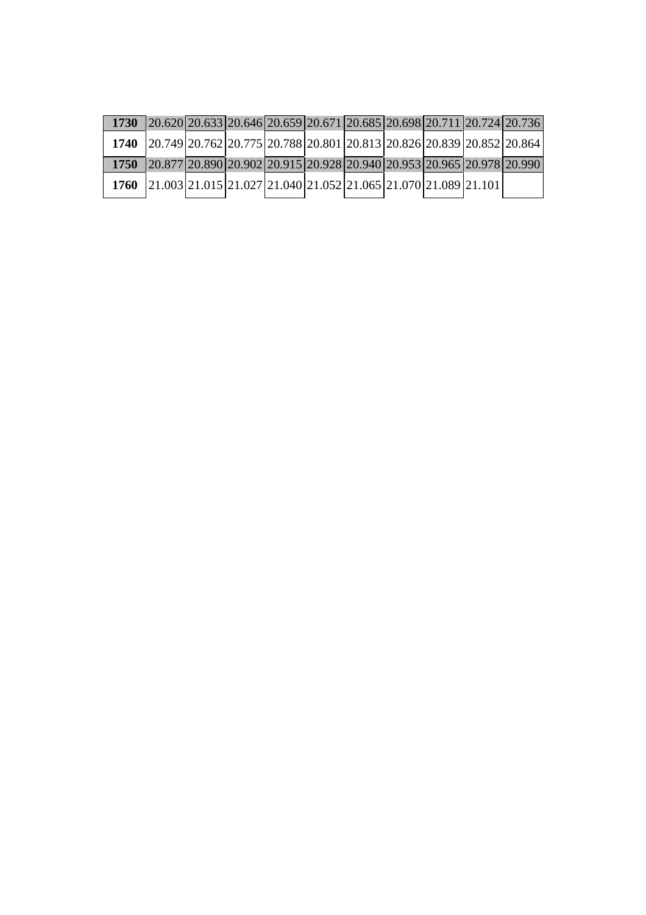| | | | | | | | | | | |
|---|---|---|---|---|---|---|---|---|---|---|
| **1730** | 20.620 | 20.633 | 20.646 | 20.659 | 20.671 | 20.685 | 20.698 | 20.711 | 20.724 | 20.736 |
| **1740** | 20.749 | 20.762 | 20.775 | 20.788 | 20.801 | 20.813 | 20.826 | 20.839 | 20.852 | 20.864 |
| **1750** | 20.877 | 20.890 | 20.902 | 20.915 | 20.928 | 20.940 | 20.953 | 20.965 | 20.978 | 20.990 |
| **1760** | 21.003 | 21.015 | 21.027 | 21.040 | 21.052 | 21.065 | 21.070 | 21.089 | 21.101 | |